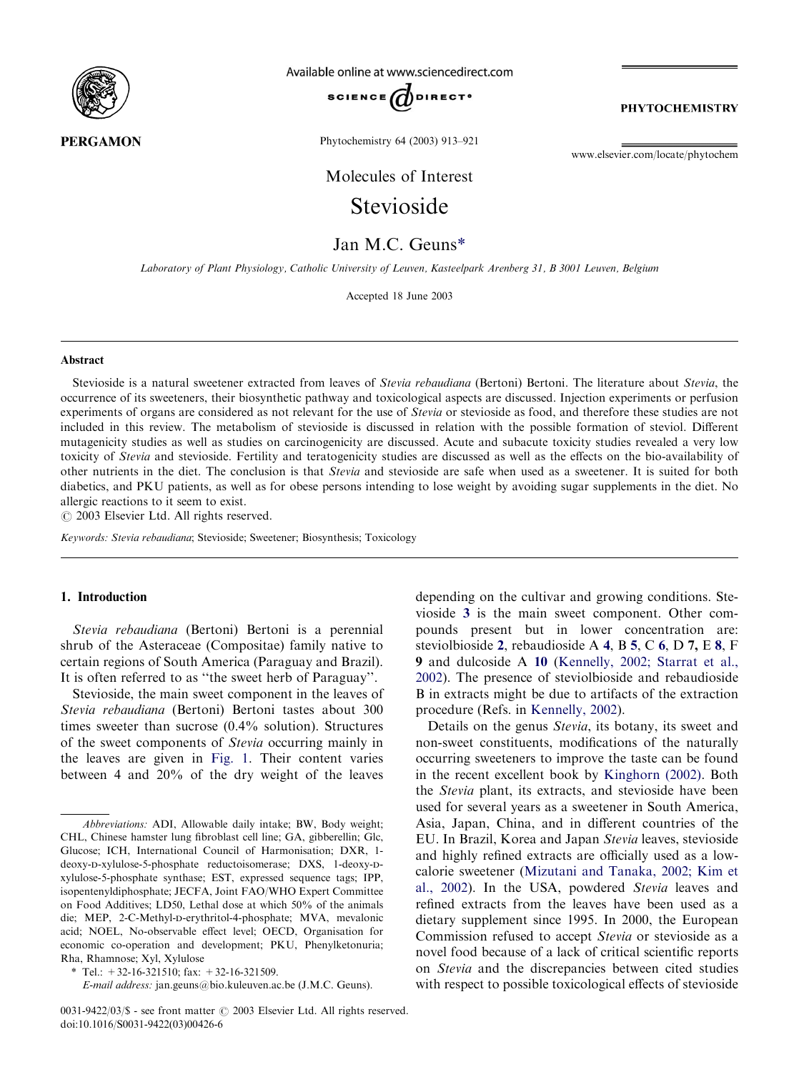Molecules of Interest

# Stevioside

Jan M.C. Geuns*

*Laboratory of Plant Physiology, Catholic University of Leuven, Kasteelpark Arenberg 31, B 3001 Leuven, Belgium*

Accepted 18 June 2003

## Abstract

Stevioside is a natural sweetener extracted from leaves of *Stevia rebaudiana* (Bertoni) Bertoni. The literature about *Stevia*, the occurrence of its sweeteners, their biosynthetic pathway and toxicological aspects are discussed. Injection experiments or perfusion experiments of organs are considered as not relevant for the use of *Stevia* or stevioside as food, and therefore these studies are not included in this review. The metabolism of stevioside is discussed in relation with the possible formation of steviol. Different mutagenicity studies as well as studies on carcinogenicity are discussed. Acute and subacute toxicity studies revealed a very low toxicity of *Stevia* and stevioside. Fertility and teratogenicity studies are discussed as well as the effects on the bio-availability of other nutrients in the diet. The conclusion is that *Stevia* and stevioside are safe when used as a sweetener. It is suited for both diabetics, and PKU patients, as well as for obese persons intending to lose weight by avoiding sugar supplements in the diet. No allergic reactions to it seem to exist.

© 2003 Elsevier Ltd. All rights reserved.

*Keywords:* *Stevia rebaudiana*; Stevioside; Sweetener; Biosynthesis; Toxicology

## 1. Introduction

*Stevia rebaudiana* (Bertoni) Bertoni is a perennial shrub of the Asteraceae (Compositae) family native to certain regions of South America (Paraguay and Brazil). It is often referred to as "the sweet herb of Paraguay".

Stevioside, the main sweet component in the leaves of *Stevia rebaudiana* (Bertoni) Bertoni tastes about 300 times sweeter than sucrose (0.4% solution). Structures of the sweet components of *Stevia* occurring mainly in the leaves are given in Fig. 1. Their content varies between 4 and 20% of the dry weight of the leaves depending on the cultivar and growing conditions. Stevioside **3** is the main sweet component. Other compounds present but in lower concentration are: steviolbioside **2**, rebaudioside A **4**, B **5**, C **6**, D **7,** E **8**, F **9** and dulcoside A **10** (Kennelly, 2002; Starrat et al., 2002). The presence of steviolbioside and rebaudioside B in extracts might be due to artifacts of the extraction procedure (Refs. in Kennelly, 2002).

Details on the genus *Stevia*, its botany, its sweet and non-sweet constituents, modifications of the naturally occurring sweeteners to improve the taste can be found in the recent excellent book by Kinghorn (2002). Both the *Stevia* plant, its extracts, and stevioside have been used for several years as a sweetener in South America, Asia, Japan, China, and in different countries of the EU. In Brazil, Korea and Japan *Stevia* leaves, stevioside and highly refined extracts are officially used as a low-calorie sweetener (Mizutani and Tanaka, 2002; Kim et al., 2002). In the USA, powdered *Stevia* leaves and refined extracts from the leaves have been used as a dietary supplement since 1995. In 2000, the European Commission refused to accept *Stevia* or stevioside as a novel food because of a lack of critical scientific reports on *Stevia* and the discrepancies between cited studies with respect to possible toxicological effects of stevioside

---

*Abbreviations:* ADI, Allowable daily intake; BW, Body weight; CHL, Chinese hamster lung fibroblast cell line; GA, gibberellin; Glc, Glucose; ICH, International Council of Harmonisation; DXR, 1-deoxy-D-xylulose-5-phosphate reductoisomerase; DXS, 1-deoxy-D-xylulose-5-phosphate synthase; EST, expressed sequence tags; IPP, isopentenyldiphosphate; JECFA, Joint FAO/WHO Expert Committee on Food Additives; LD50, Lethal dose at which 50% of the animals die; MEP, 2-C-Methyl-D-erythritol-4-phosphate; MVA, mevalonic acid; NOEL, No-observable effect level; OECD, Organisation for economic co-operation and development; PKU, Phenylketonuria; Rha, Rhamnose; Xyl, Xylulose

\* Tel.: +32-16-321510; fax: +32-16-321509.

*E-mail address:* jan.geuns@bio.kuleuven.ac.be (J.M.C. Geuns).

0031-9422/03/$ - see front matter © 2003 Elsevier Ltd. All rights reserved.
doi:10.1016/S0031-9422(03)00426-6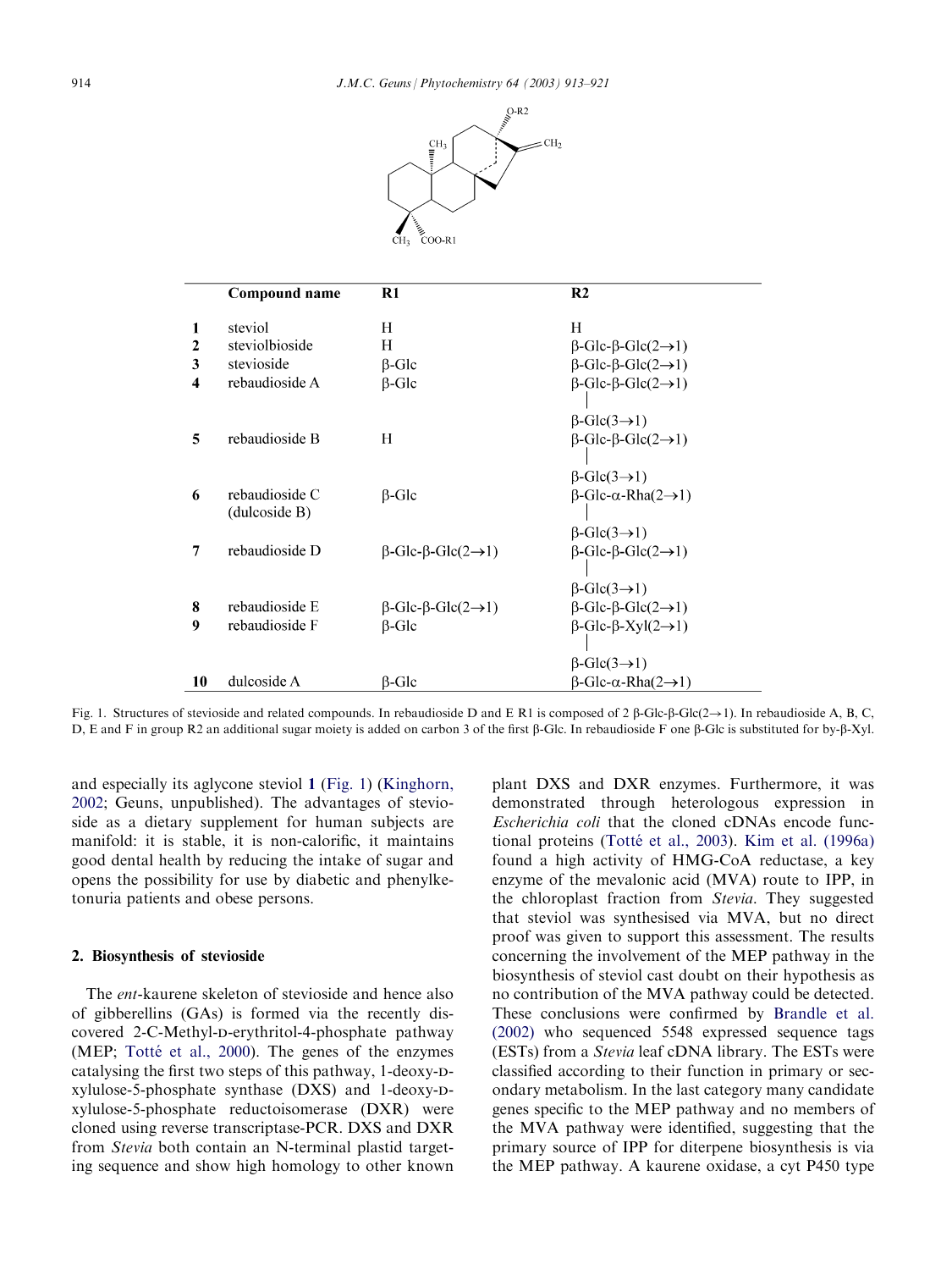| | Compound name | R1 | R2 |
|---|---|---|---|
| 1 | steviol | H | H |
| 2 | steviolbioside | H | β-Glc-β-Glc(2→1) |
| 3 | stevioside | β-Glc | β-Glc-β-Glc(2→1) |
| 4 | rebaudioside A | β-Glc | β-Glc-β-Glc(2→1) \| β-Glc(3→1) |
| 5 | rebaudioside B | H | β-Glc-β-Glc(2→1) \| β-Glc(3→1) |
| 6 | rebaudioside C (dulcoside B) | β-Glc | β-Glc-α-Rha(2→1) \| β-Glc(3→1) |
| 7 | rebaudioside D | β-Glc-β-Glc(2→1) | β-Glc-β-Glc(2→1) \| β-Glc(3→1) |
| 8 | rebaudioside E | β-Glc-β-Glc(2→1) | β-Glc-β-Glc(2→1) |
| 9 | rebaudioside F | β-Glc | β-Glc-β-Xyl(2→1) \| β-Glc(3→1) |
| 10 | dulcoside A | β-Glc | β-Glc-α-Rha(2→1) |

Fig. 1. Structures of stevioside and related compounds. In rebaudioside D and E R1 is composed of 2 β-Glc-β-Glc(2→1). In rebaudioside A, B, C, D, E and F in group R2 an additional sugar moiety is added on carbon 3 of the first β-Glc. In rebaudioside F one β-Glc is substituted for by-β-Xyl.

and especially its aglycone steviol **1** (Fig. 1) (Kinghorn, 2002; Geuns, unpublished). The advantages of stevioside as a dietary supplement for human subjects are manifold: it is stable, it is non-calorific, it maintains good dental health by reducing the intake of sugar and opens the possibility for use by diabetic and phenylketonuria patients and obese persons.

## 2. Biosynthesis of stevioside

The *ent*-kaurene skeleton of stevioside and hence also of gibberellins (GAs) is formed via the recently discovered 2-C-Methyl-D-erythritol-4-phosphate pathway (MEP; Totté et al., 2000). The genes of the enzymes catalysing the first two steps of this pathway, 1-deoxy-D-xylulose-5-phosphate synthase (DXS) and 1-deoxy-D-xylulose-5-phosphate reductoisomerase (DXR) were cloned using reverse transcriptase-PCR. DXS and DXR from *Stevia* both contain an N-terminal plastid targeting sequence and show high homology to other known plant DXS and DXR enzymes. Furthermore, it was demonstrated through heterologous expression in *Escherichia coli* that the cloned cDNAs encode functional proteins (Totté et al., 2003). Kim et al. (1996a) found a high activity of HMG-CoA reductase, a key enzyme of the mevalonic acid (MVA) route to IPP, in the chloroplast fraction from *Stevia*. They suggested that steviol was synthesised via MVA, but no direct proof was given to support this assessment. The results concerning the involvement of the MEP pathway in the biosynthesis of steviol cast doubt on their hypothesis as no contribution of the MVA pathway could be detected. These conclusions were confirmed by Brandle et al. (2002) who sequenced 5548 expressed sequence tags (ESTs) from a *Stevia* leaf cDNA library. The ESTs were classified according to their function in primary or secondary metabolism. In the last category many candidate genes specific to the MEP pathway and no members of the MVA pathway were identified, suggesting that the primary source of IPP for diterpene biosynthesis is via the MEP pathway. A kaurene oxidase, a cyt P450 type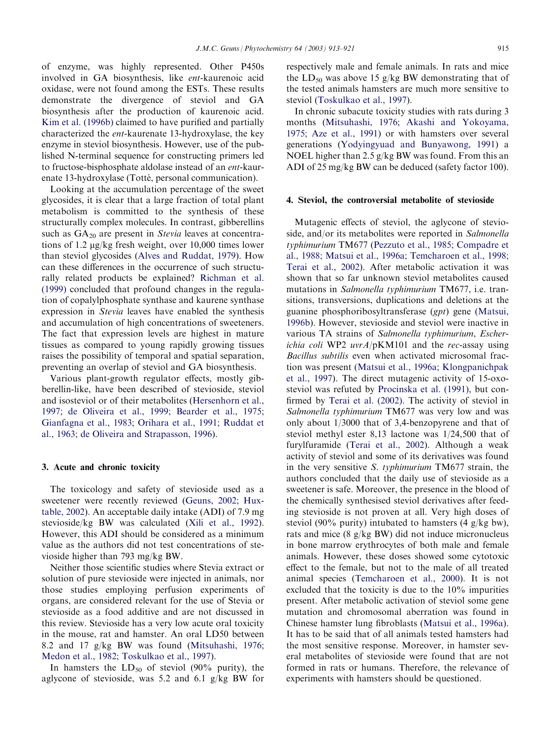of enzyme, was highly represented. Other P450s involved in GA biosynthesis, like *ent*-kaurenoic acid oxidase, were not found among the ESTs. These results demonstrate the divergence of steviol and GA biosynthesis after the production of kaurenoic acid. Kim et al. (1996b) claimed to have purified and partially characterized the *ent*-kaurenate 13-hydroxylase, the key enzyme in steviol biosynthesis. However, use of the published N-terminal sequence for constructing primers led to fructose-bisphosphate aldolase instead of an *ent*-kaurenate 13-hydroxylase (Totté, personal communication).

Looking at the accumulation percentage of the sweet glycosides, it is clear that a large fraction of total plant metabolism is committed to the synthesis of these structurally complex molecules. In contrast, gibberellins such as $GA_{20}$ are present in *Stevia* leaves at concentrations of 1.2 μg/kg fresh weight, over 10,000 times lower than steviol glycosides (Alves and Ruddat, 1979). How can these differences in the occurrence of such structurally related products be explained? Richman et al. (1999) concluded that profound changes in the regulation of copalylphosphate synthase and kaurene synthase expression in *Stevia* leaves have enabled the synthesis and accumulation of high concentrations of sweeteners. The fact that expression levels are highest in mature tissues as compared to young rapidly growing tissues raises the possibility of temporal and spatial separation, preventing an overlap of steviol and GA biosynthesis.

Various plant-growth regulator effects, mostly gibberellin-like, have been described of stevioside, steviol and isosteviol or of their metabolites (Hersenhorn et al., 1997; de Oliveira et al., 1999; Bearder et al., 1975; Gianfagna et al., 1983; Orihara et al., 1991; Ruddat et al., 1963; de Oliveira and Strapasson, 1996).

## 3. Acute and chronic toxicity

The toxicology and safety of stevioside used as a sweetener were recently reviewed (Geuns, 2002; Huxtable, 2002). An acceptable daily intake (ADI) of 7.9 mg stevioside/kg BW was calculated (Xili et al., 1992). However, this ADI should be considered as a minimum value as the authors did not test concentrations of stevioside higher than 793 mg/kg BW.

Neither those scientific studies where Stevia extract or solution of pure stevioside were injected in animals, nor those studies employing perfusion experiments of organs, are considered relevant for the use of Stevia or stevioside as a food additive and are not discussed in this review. Stevioside has a very low acute oral toxicity in the mouse, rat and hamster. An oral LD50 between 8.2 and 17 g/kg BW was found (Mitsuhashi, 1976; Medon et al., 1982; Toskulkao et al., 1997).

In hamsters the $LD_{50}$ of steviol (90% purity), the aglycone of stevioside, was 5.2 and 6.1 g/kg BW for respectively male and female animals. In rats and mice the $LD_{50}$ was above 15 g/kg BW demonstrating that of the tested animals hamsters are much more sensitive to steviol (Toskulkao et al., 1997).

In chronic subacute toxicity studies with rats during 3 months (Mitsuhashi, 1976; Akashi and Yokoyama, 1975; Aze et al., 1991) or with hamsters over several generations (Yodyingyuad and Bunyawong, 1991) a NOEL higher than 2.5 g/kg BW was found. From this an ADI of 25 mg/kg BW can be deduced (safety factor 100).

## 4. Steviol, the controversial metabolite of stevioside

Mutagenic effects of steviol, the aglycone of stevioside, and/or its metabolites were reported in *Salmonella typhimurium* TM677 (Pezzuto et al., 1985; Compadre et al., 1988; Matsui et al., 1996a; Temcharoen et al., 1998; Terai et al., 2002). After metabolic activation it was shown that so far unknown steviol metabolites caused mutations in *Salmonella typhimurium* TM677, i.e. transitions, transversions, duplications and deletions at the guanine phosphoribosyltransferase (*gpt*) gene (Matsui, 1996b). However, stevioside and steviol were inactive in various TA strains of *Salmonella typhimurium*, *Escherichia coli* WP2 *uvrA*/pKM101 and the *rec*-assay using *Bacillus subtilis* even when activated microsomal fraction was present (Matsui et al., 1996a; Klongpanichpak et al., 1997). The direct mutagenic activity of 15-oxosteviol was refuted by Procinska et al. (1991), but confirmed by Terai et al. (2002). The activity of steviol in *Salmonella typhimurium* TM677 was very low and was only about 1/3000 that of 3,4-benzopyrene and that of steviol methyl ester 8,13 lactone was 1/24,500 that of furylfuramide (Terai et al., 2002). Although a weak activity of steviol and some of its derivatives was found in the very sensitive *S. typhimurium* TM677 strain, the authors concluded that the daily use of stevioside as a sweetener is safe. Moreover, the presence in the blood of the chemically synthesised steviol derivatives after feeding stevioside is not proven at all. Very high doses of steviol (90% purity) intubated to hamsters (4 g/kg bw), rats and mice (8 g/kg BW) did not induce micronucleus in bone marrow erythrocytes of both male and female animals. However, these doses showed some cytotoxic effect to the female, but not to the male of all treated animal species (Temcharoen et al., 2000). It is not excluded that the toxicity is due to the 10% impurities present. After metabolic activation of steviol some gene mutation and chromosomal aberration was found in Chinese hamster lung fibroblasts (Matsui et al., 1996a). It has to be said that of all animals tested hamsters had the most sensitive response. Moreover, in hamster several metabolites of stevioside were found that are not formed in rats or humans. Therefore, the relevance of experiments with hamsters should be questioned.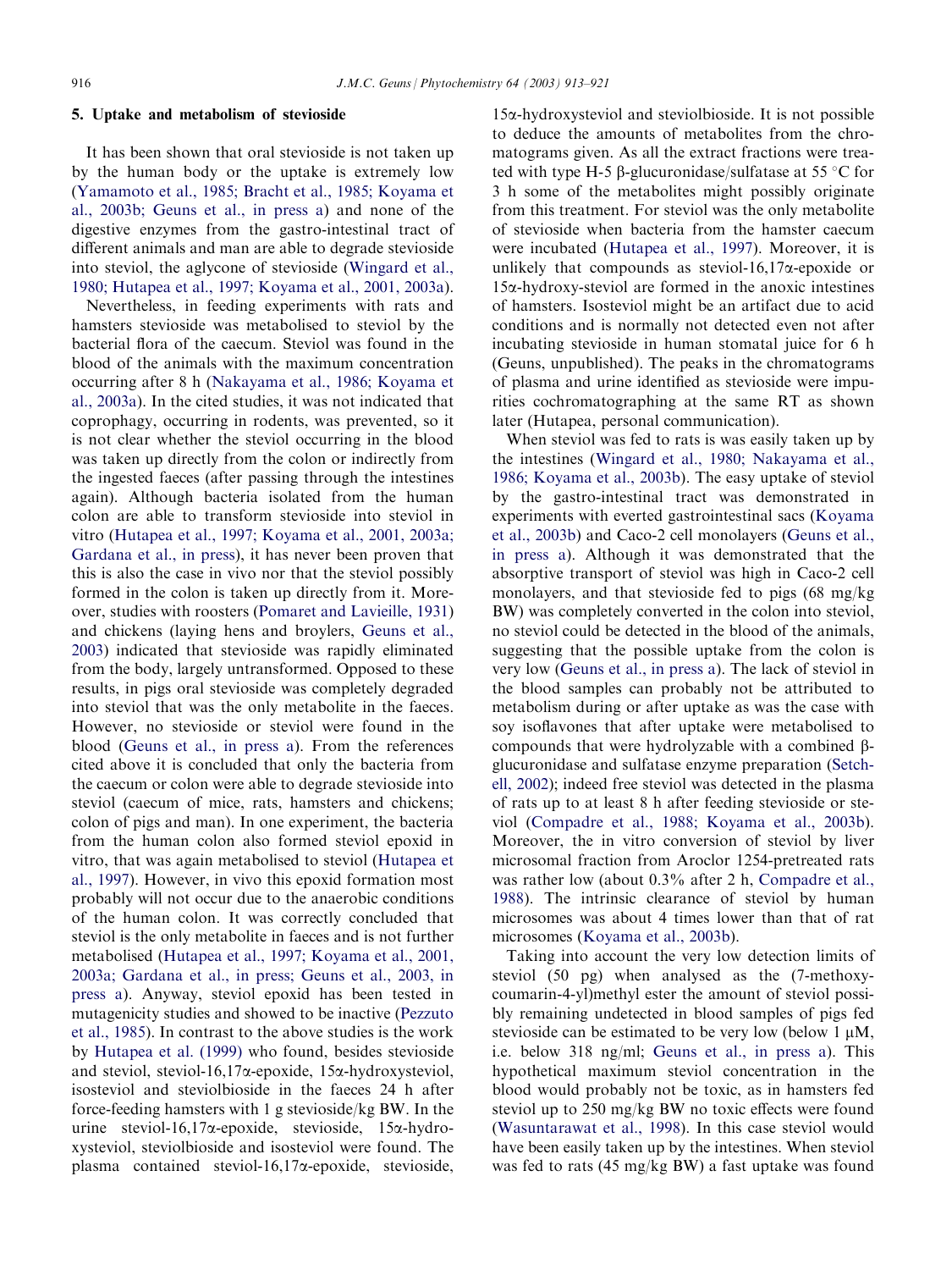## 5. Uptake and metabolism of stevioside

It has been shown that oral stevioside is not taken up by the human body or the uptake is extremely low (Yamamoto et al., 1985; Bracht et al., 1985; Koyama et al., 2003b; Geuns et al., in press a) and none of the digestive enzymes from the gastro-intestinal tract of different animals and man are able to degrade stevioside into steviol, the aglycone of stevioside (Wingard et al., 1980; Hutapea et al., 1997; Koyama et al., 2001, 2003a).

Nevertheless, in feeding experiments with rats and hamsters stevioside was metabolised to steviol by the bacterial flora of the caecum. Steviol was found in the blood of the animals with the maximum concentration occurring after 8 h (Nakayama et al., 1986; Koyama et al., 2003a). In the cited studies, it was not indicated that coprophagy, occurring in rodents, was prevented, so it is not clear whether the steviol occurring in the blood was taken up directly from the colon or indirectly from the ingested faeces (after passing through the intestines again). Although bacteria isolated from the human colon are able to transform stevioside into steviol in vitro (Hutapea et al., 1997; Koyama et al., 2001, 2003a; Gardana et al., in press), it has never been proven that this is also the case in vivo nor that the steviol possibly formed in the colon is taken up directly from it. Moreover, studies with roosters (Pomaret and Lavieille, 1931) and chickens (laying hens and broylers, Geuns et al., 2003) indicated that stevioside was rapidly eliminated from the body, largely untransformed. Opposed to these results, in pigs oral stevioside was completely degraded into steviol that was the only metabolite in the faeces. However, no stevioside or steviol were found in the blood (Geuns et al., in press a). From the references cited above it is concluded that only the bacteria from the caecum or colon were able to degrade stevioside into steviol (caecum of mice, rats, hamsters and chickens; colon of pigs and man). In one experiment, the bacteria from the human colon also formed steviol epoxid in vitro, that was again metabolised to steviol (Hutapea et al., 1997). However, in vivo this epoxid formation most probably will not occur due to the anaerobic conditions of the human colon. It was correctly concluded that steviol is the only metabolite in faeces and is not further metabolised (Hutapea et al., 1997; Koyama et al., 2001, 2003a; Gardana et al., in press; Geuns et al., 2003, in press a). Anyway, steviol epoxid has been tested in mutagenicity studies and showed to be inactive (Pezzuto et al., 1985). In contrast to the above studies is the work by Hutapea et al. (1999) who found, besides stevioside and steviol, steviol-16,17α-epoxide, 15α-hydroxysteviol, isosteviol and steviolbioside in the faeces 24 h after force-feeding hamsters with 1 g stevioside/kg BW. In the urine steviol-16,17α-epoxide, stevioside, 15α-hydroxysteviol, steviolbioside and isosteviol were found. The plasma contained steviol-16,17α-epoxide, stevioside, 15α-hydroxysteviol and steviolbioside. It is not possible to deduce the amounts of metabolites from the chromatograms given. As all the extract fractions were treated with type H-5 β-glucuronidase/sulfatase at 55 °C for 3 h some of the metabolites might possibly originate from this treatment. For steviol was the only metabolite of stevioside when bacteria from the hamster caecum were incubated (Hutapea et al., 1997). Moreover, it is unlikely that compounds as steviol-16,17α-epoxide or 15α-hydroxy-steviol are formed in the anoxic intestines of hamsters. Isosteviol might be an artifact due to acid conditions and is normally not detected even not after incubating stevioside in human stomatal juice for 6 h (Geuns, unpublished). The peaks in the chromatograms of plasma and urine identified as stevioside were impurities cochromatographing at the same RT as shown later (Hutapea, personal communication).

When steviol was fed to rats is was easily taken up by the intestines (Wingard et al., 1980; Nakayama et al., 1986; Koyama et al., 2003b). The easy uptake of steviol by the gastro-intestinal tract was demonstrated in experiments with everted gastrointestinal sacs (Koyama et al., 2003b) and Caco-2 cell monolayers (Geuns et al., in press a). Although it was demonstrated that the absorptive transport of steviol was high in Caco-2 cell monolayers, and that stevioside fed to pigs (68 mg/kg BW) was completely converted in the colon into steviol, no steviol could be detected in the blood of the animals, suggesting that the possible uptake from the colon is very low (Geuns et al., in press a). The lack of steviol in the blood samples can probably not be attributed to metabolism during or after uptake as was the case with soy isoflavones that after uptake were metabolised to compounds that were hydrolyzable with a combined β-glucuronidase and sulfatase enzyme preparation (Setchell, 2002); indeed free steviol was detected in the plasma of rats up to at least 8 h after feeding stevioside or steviol (Compadre et al., 1988; Koyama et al., 2003b). Moreover, the in vitro conversion of steviol by liver microsomal fraction from Aroclor 1254-pretreated rats was rather low (about 0.3% after 2 h, Compadre et al., 1988). The intrinsic clearance of steviol by human microsomes was about 4 times lower than that of rat microsomes (Koyama et al., 2003b).

Taking into account the very low detection limits of steviol (50 pg) when analysed as the (7-methoxy-coumarin-4-yl)methyl ester the amount of steviol possibly remaining undetected in blood samples of pigs fed stevioside can be estimated to be very low (below 1 μM, i.e. below 318 ng/ml; Geuns et al., in press a). This hypothetical maximum steviol concentration in the blood would probably not be toxic, as in hamsters fed steviol up to 250 mg/kg BW no toxic effects were found (Wasuntarawat et al., 1998). In this case steviol would have been easily taken up by the intestines. When steviol was fed to rats (45 mg/kg BW) a fast uptake was found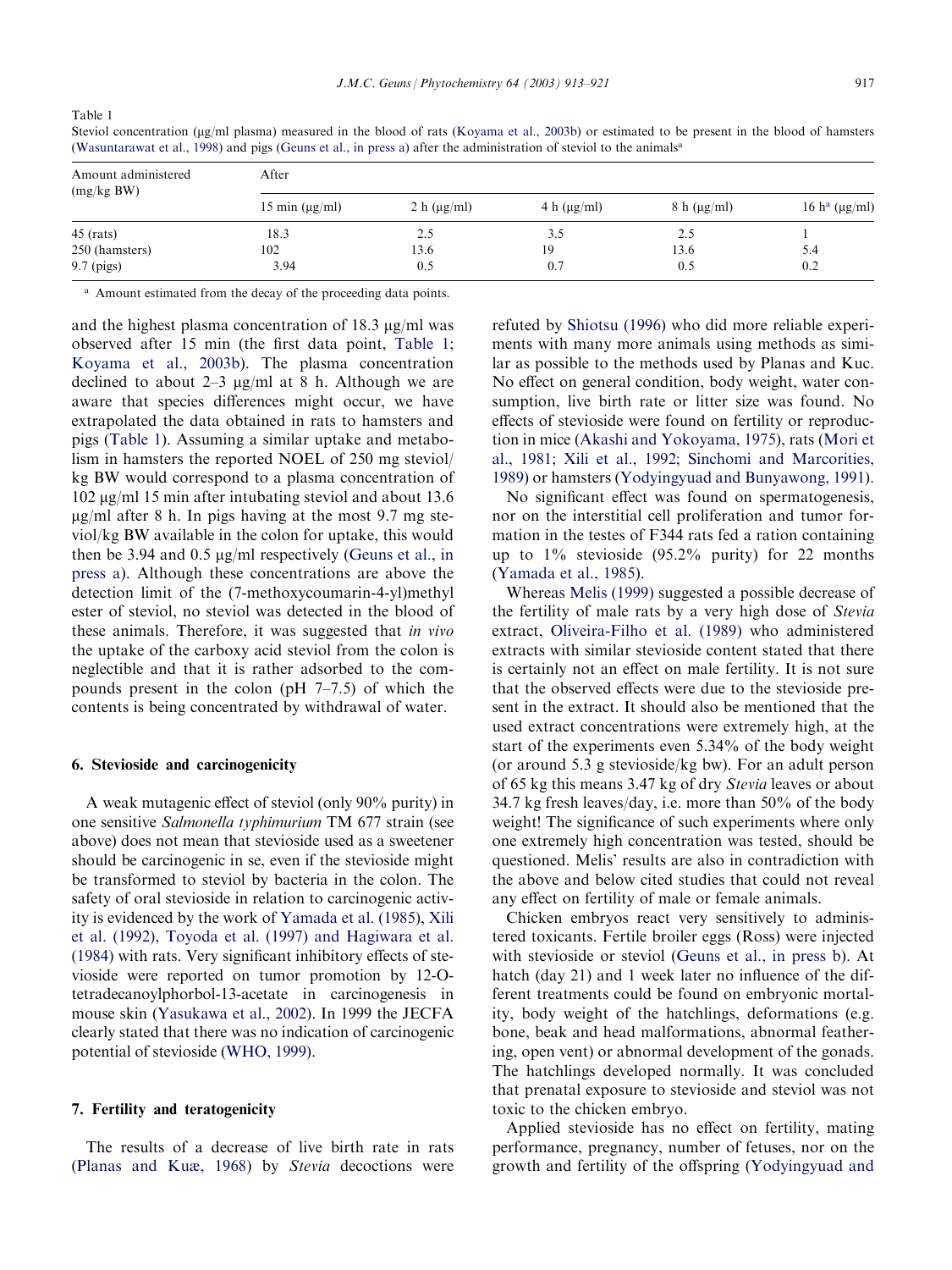Table 1
Steviol concentration (μg/ml plasma) measured in the blood of rats (Koyama et al., 2003b) or estimated to be present in the blood of hamsters (Wasuntarawat et al., 1998) and pigs (Geuns et al., in press a) after the administration of steviol to the animals[a]

| Amount administered (mg/kg BW) | After | | | | |
|---|---|---|---|---|---|
| | 15 min (μg/ml) | 2 h (μg/ml) | 4 h (μg/ml) | 8 h (μg/ml) | 16 h[a] (μg/ml) |
| 45 (rats) | 18.3 | 2.5 | 3.5 | 2.5 | 1 |
| 250 (hamsters) | 102 | 13.6 | 19 | 13.6 | 5.4 |
| 9.7 (pigs) | 3.94 | 0.5 | 0.7 | 0.5 | 0.2 |

[a] Amount estimated from the decay of the proceeding data points.

and the highest plasma concentration of 18.3 μg/ml was observed after 15 min (the first data point, Table 1; Koyama et al., 2003b). The plasma concentration declined to about 2–3 μg/ml at 8 h. Although we are aware that species differences might occur, we have extrapolated the data obtained in rats to hamsters and pigs (Table 1). Assuming a similar uptake and metabolism in hamsters the reported NOEL of 250 mg steviol/kg BW would correspond to a plasma concentration of 102 μg/ml 15 min after intubating steviol and about 13.6 μg/ml after 8 h. In pigs having at the most 9.7 mg steviol/kg BW available in the colon for uptake, this would then be 3.94 and 0.5 μg/ml respectively (Geuns et al., in press a). Although these concentrations are above the detection limit of the (7-methoxycoumarin-4-yl)methyl ester of steviol, no steviol was detected in the blood of these animals. Therefore, it was suggested that *in vivo* the uptake of the carboxy acid steviol from the colon is neglectible and that it is rather adsorbed to the compounds present in the colon (pH 7–7.5) of which the contents is being concentrated by withdrawal of water.

## 6. Stevioside and carcinogenicity

A weak mutagenic effect of steviol (only 90% purity) in one sensitive *Salmonella typhimurium* TM 677 strain (see above) does not mean that stevioside used as a sweetener should be carcinogenic in se, even if the stevioside might be transformed to steviol by bacteria in the colon. The safety of oral stevioside in relation to carcinogenic activity is evidenced by the work of Yamada et al. (1985), Xili et al. (1992), Toyoda et al. (1997) and Hagiwara et al. (1984) with rats. Very significant inhibitory effects of stevioside were reported on tumor promotion by 12-O-tetradecanoylphorbol-13-acetate in carcinogenesis in mouse skin (Yasukawa et al., 2002). In 1999 the JECFA clearly stated that there was no indication of carcinogenic potential of stevioside (WHO, 1999).

## 7. Fertility and teratogenicity

The results of a decrease of live birth rate in rats (Planas and Kuæ, 1968) by *Stevia* decoctions were refuted by Shiotsu (1996) who did more reliable experiments with many more animals using methods as similar as possible to the methods used by Planas and Kuc. No effect on general condition, body weight, water consumption, live birth rate or litter size was found. No effects of stevioside were found on fertility or reproduction in mice (Akashi and Yokoyama, 1975), rats (Mori et al., 1981; Xili et al., 1992; Sinchomi and Marcorities, 1989) or hamsters (Yodyingyuad and Bunyawong, 1991).

No significant effect was found on spermatogenesis, nor on the interstitial cell proliferation and tumor formation in the testes of F344 rats fed a ration containing up to 1% stevioside (95.2% purity) for 22 months (Yamada et al., 1985).

Whereas Melis (1999) suggested a possible decrease of the fertility of male rats by a very high dose of *Stevia* extract, Oliveira-Filho et al. (1989) who administered extracts with similar stevioside content stated that there is certainly not an effect on male fertility. It is not sure that the observed effects were due to the stevioside present in the extract. It should also be mentioned that the used extract concentrations were extremely high, at the start of the experiments even 5.34% of the body weight (or around 5.3 g stevioside/kg bw). For an adult person of 65 kg this means 3.47 kg of dry *Stevia* leaves or about 34.7 kg fresh leaves/day, i.e. more than 50% of the body weight! The significance of such experiments where only one extremely high concentration was tested, should be questioned. Melis' results are also in contradiction with the above and below cited studies that could not reveal any effect on fertility of male or female animals.

Chicken embryos react very sensitively to administered toxicants. Fertile broiler eggs (Ross) were injected with stevioside or steviol (Geuns et al., in press b). At hatch (day 21) and 1 week later no influence of the different treatments could be found on embryonic mortality, body weight of the hatchlings, deformations (e.g. bone, beak and head malformations, abnormal feathering, open vent) or abnormal development of the gonads. The hatchlings developed normally. It was concluded that prenatal exposure to stevioside and steviol was not toxic to the chicken embryo.

Applied stevioside has no effect on fertility, mating performance, pregnancy, number of fetuses, nor on the growth and fertility of the offspring (Yodyingyuad and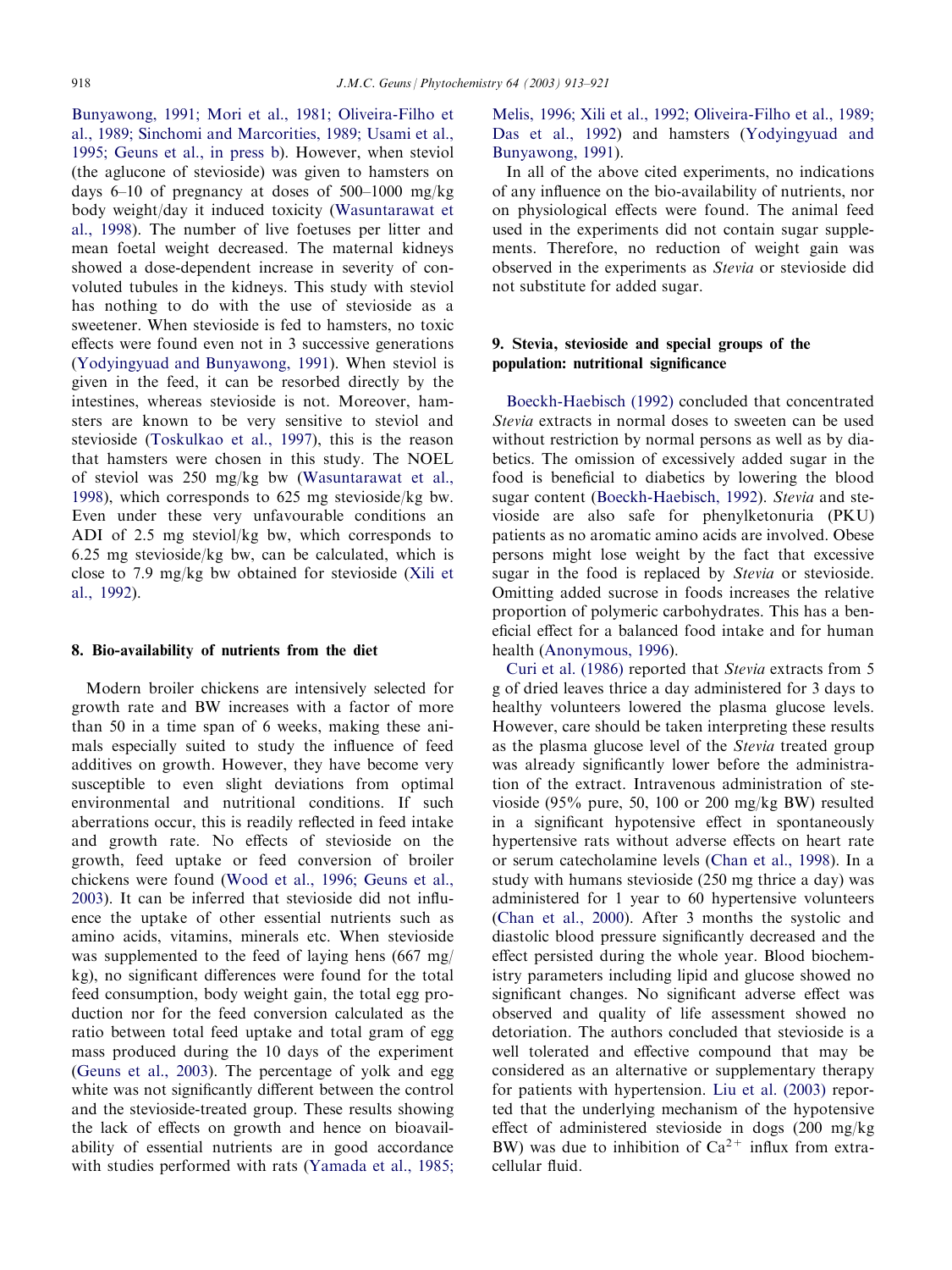Bunyawong, 1991; Mori et al., 1981; Oliveira-Filho et al., 1989; Sinchomi and Marcorities, 1989; Usami et al., 1995; Geuns et al., in press b). However, when steviol (the aglucone of stevioside) was given to hamsters on days 6–10 of pregnancy at doses of 500–1000 mg/kg body weight/day it induced toxicity (Wasuntarawat et al., 1998). The number of live foetuses per litter and mean foetal weight decreased. The maternal kidneys showed a dose-dependent increase in severity of convoluted tubules in the kidneys. This study with steviol has nothing to do with the use of stevioside as a sweetener. When stevioside is fed to hamsters, no toxic effects were found even not in 3 successive generations (Yodyingyuad and Bunyawong, 1991). When steviol is given in the feed, it can be resorbed directly by the intestines, whereas stevioside is not. Moreover, hamsters are known to be very sensitive to steviol and stevioside (Toskulkao et al., 1997), this is the reason that hamsters were chosen in this study. The NOEL of steviol was 250 mg/kg bw (Wasuntarawat et al., 1998), which corresponds to 625 mg stevioside/kg bw. Even under these very unfavourable conditions an ADI of 2.5 mg steviol/kg bw, which corresponds to 6.25 mg stevioside/kg bw, can be calculated, which is close to 7.9 mg/kg bw obtained for stevioside (Xili et al., 1992).

## 8. Bio-availability of nutrients from the diet

Modern broiler chickens are intensively selected for growth rate and BW increases with a factor of more than 50 in a time span of 6 weeks, making these animals especially suited to study the influence of feed additives on growth. However, they have become very susceptible to even slight deviations from optimal environmental and nutritional conditions. If such aberrations occur, this is readily reflected in feed intake and growth rate. No effects of stevioside on the growth, feed uptake or feed conversion of broiler chickens were found (Wood et al., 1996; Geuns et al., 2003). It can be inferred that stevioside did not influence the uptake of other essential nutrients such as amino acids, vitamins, minerals etc. When stevioside was supplemented to the feed of laying hens (667 mg/kg), no significant differences were found for the total feed consumption, body weight gain, the total egg production nor for the feed conversion calculated as the ratio between total feed uptake and total gram of egg mass produced during the 10 days of the experiment (Geuns et al., 2003). The percentage of yolk and egg white was not significantly different between the control and the stevioside-treated group. These results showing the lack of effects on growth and hence on bioavailability of essential nutrients are in good accordance with studies performed with rats (Yamada et al., 1985; Melis, 1996; Xili et al., 1992; Oliveira-Filho et al., 1989; Das et al., 1992) and hamsters (Yodyingyuad and Bunyawong, 1991).

In all of the above cited experiments, no indications of any influence on the bio-availability of nutrients, nor on physiological effects were found. The animal feed used in the experiments did not contain sugar supplements. Therefore, no reduction of weight gain was observed in the experiments as *Stevia* or stevioside did not substitute for added sugar.

## 9. Stevia, stevioside and special groups of the population: nutritional significance

Boeckh-Haebisch (1992) concluded that concentrated *Stevia* extracts in normal doses to sweeten can be used without restriction by normal persons as well as by diabetics. The omission of excessively added sugar in the food is beneficial to diabetics by lowering the blood sugar content (Boeckh-Haebisch, 1992). *Stevia* and stevioside are also safe for phenylketonuria (PKU) patients as no aromatic amino acids are involved. Obese persons might lose weight by the fact that excessive sugar in the food is replaced by *Stevia* or stevioside. Omitting added sucrose in foods increases the relative proportion of polymeric carbohydrates. This has a beneficial effect for a balanced food intake and for human health (Anonymous, 1996).

Curi et al. (1986) reported that *Stevia* extracts from 5 g of dried leaves thrice a day administered for 3 days to healthy volunteers lowered the plasma glucose levels. However, care should be taken interpreting these results as the plasma glucose level of the *Stevia* treated group was already significantly lower before the administration of the extract. Intravenous administration of stevioside (95% pure, 50, 100 or 200 mg/kg BW) resulted in a significant hypotensive effect in spontaneously hypertensive rats without adverse effects on heart rate or serum catecholamine levels (Chan et al., 1998). In a study with humans stevioside (250 mg thrice a day) was administered for 1 year to 60 hypertensive volunteers (Chan et al., 2000). After 3 months the systolic and diastolic blood pressure significantly decreased and the effect persisted during the whole year. Blood biochemistry parameters including lipid and glucose showed no significant changes. No significant adverse effect was observed and quality of life assessment showed no detoriation. The authors concluded that stevioside is a well tolerated and effective compound that may be considered as an alternative or supplementary therapy for patients with hypertension. Liu et al. (2003) reported that the underlying mechanism of the hypotensive effect of administered stevioside in dogs (200 mg/kg BW) was due to inhibition of $Ca^{2+}$ influx from extracellular fluid.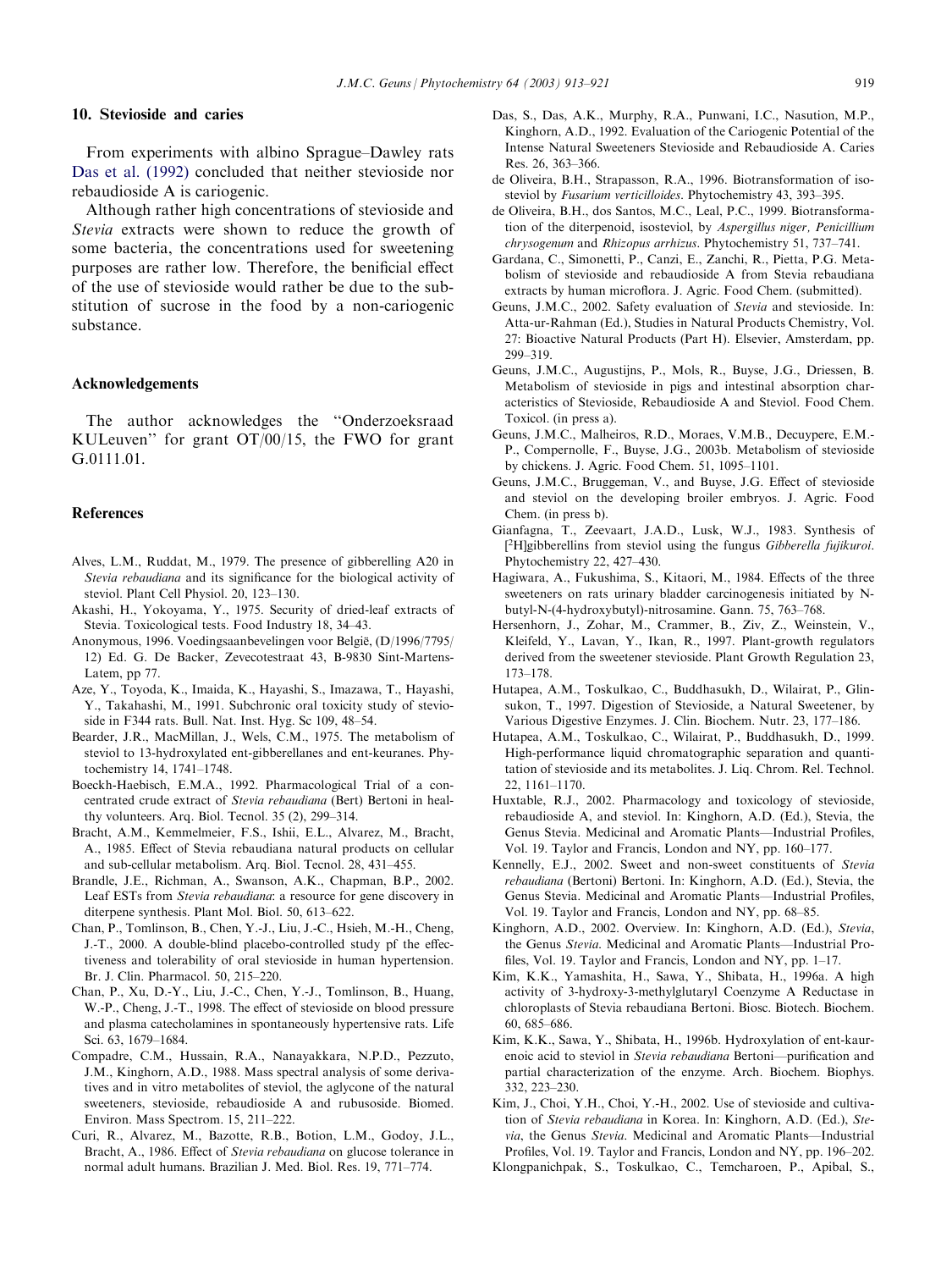## 10. Stevioside and caries

From experiments with albino Sprague–Dawley rats Das et al. (1992) concluded that neither stevioside nor rebaudioside A is cariogenic.

Although rather high concentrations of stevioside and *Stevia* extracts were shown to reduce the growth of some bacteria, the concentrations used for sweetening purposes are rather low. Therefore, the benificial effect of the use of stevioside would rather be due to the substitution of sucrose in the food by a non-cariogenic substance.

## Acknowledgements

The author acknowledges the "Onderzoeksraad KULeuven" for grant OT/00/15, the FWO for grant G.0111.01.

## References

Alves, L.M., Ruddat, M., 1979. The presence of gibberelling A20 in *Stevia rebaudiana* and its significance for the biological activity of steviol. Plant Cell Physiol. 20, 123–130.

Akashi, H., Yokoyama, Y., 1975. Security of dried-leaf extracts of Stevia. Toxicological tests. Food Industry 18, 34–43.

Anonymous, 1996. Voedingsaanbevelingen voor België, (D/1996/7795/12) Ed. G. De Backer, Zevecotestraat 43, B-9830 Sint-Martens-Latem, pp 77.

Aze, Y., Toyoda, K., Imaida, K., Hayashi, S., Imazawa, T., Hayashi, Y., Takahashi, M., 1991. Subchronic oral toxicity study of stevioside in F344 rats. Bull. Nat. Inst. Hyg. Sc 109, 48–54.

Bearder, J.R., MacMillan, J., Wels, C.M., 1975. The metabolism of steviol to 13-hydroxylated ent-gibberellanes and ent-keuranes. Phytochemistry 14, 1741–1748.

Boeckh-Haebisch, E.M.A., 1992. Pharmacological Trial of a concentrated crude extract of *Stevia rebaudiana* (Bert) Bertoni in healthy volunteers. Arq. Biol. Tecnol. 35 (2), 299–314.

Bracht, A.M., Kemmelmeier, F.S., Ishii, E.L., Alvarez, M., Bracht, A., 1985. Effect of Stevia rebaudiana natural products on cellular and sub-cellular metabolism. Arq. Biol. Tecnol. 28, 431–455.

Brandle, J.E., Richman, A., Swanson, A.K., Chapman, B.P., 2002. Leaf ESTs from *Stevia rebaudiana*: a resource for gene discovery in diterpene synthesis. Plant Mol. Biol. 50, 613–622.

Chan, P., Tomlinson, B., Chen, Y.-J., Liu, J.-C., Hsieh, M.-H., Cheng, J.-T., 2000. A double-blind placebo-controlled study pf the effectiveness and tolerability of oral stevioside in human hypertension. Br. J. Clin. Pharmacol. 50, 215–220.

Chan, P., Xu, D.-Y., Liu, J.-C., Chen, Y.-J., Tomlinson, B., Huang, W.-P., Cheng, J.-T., 1998. The effect of stevioside on blood pressure and plasma catecholamines in spontaneously hypertensive rats. Life Sci. 63, 1679–1684.

Compadre, C.M., Hussain, R.A., Nanayakkara, N.P.D., Pezzuto, J.M., Kinghorn, A.D., 1988. Mass spectral analysis of some derivatives and in vitro metabolites of steviol, the aglycone of the natural sweeteners, stevioside, rebaudioside A and rubusoside. Biomed. Environ. Mass Spectrom. 15, 211–222.

Curi, R., Alvarez, M., Bazotte, R.B., Botion, L.M., Godoy, J.L., Bracht, A., 1986. Effect of *Stevia rebaudiana* on glucose tolerance in normal adult humans. Brazilian J. Med. Biol. Res. 19, 771–774.

Das, S., Das, A.K., Murphy, R.A., Punwani, I.C., Nasution, M.P., Kinghorn, A.D., 1992. Evaluation of the Cariogenic Potential of the Intense Natural Sweeteners Stevioside and Rebaudioside A. Caries Res. 26, 363–366.

de Oliveira, B.H., Strapasson, R.A., 1996. Biotransformation of isosteviol by *Fusarium verticilloides*. Phytochemistry 43, 393–395.

de Oliveira, B.H., dos Santos, M.C., Leal, P.C., 1999. Biotransformation of the diterpenoid, isosteviol, by *Aspergillus niger, Penicillium chrysogenum* and *Rhizopus arrhizus*. Phytochemistry 51, 737–741.

Gardana, C., Simonetti, P., Canzi, E., Zanchi, R., Pietta, P.G. Metabolism of stevioside and rebaudioside A from Stevia rebaudiana extracts by human microflora. J. Agric. Food Chem. (submitted).

Geuns, J.M.C., 2002. Safety evaluation of *Stevia* and stevioside. In: Atta-ur-Rahman (Ed.), Studies in Natural Products Chemistry, Vol. 27: Bioactive Natural Products (Part H). Elsevier, Amsterdam, pp. 299–319.

Geuns, J.M.C., Augustijns, P., Mols, R., Buyse, J.G., Driessen, B. Metabolism of stevioside in pigs and intestinal absorption characteristics of Stevioside, Rebaudioside A and Steviol. Food Chem. Toxicol. (in press a).

Geuns, J.M.C., Malheiros, R.D., Moraes, V.M.B., Decuypere, E.M.-P., Compernolle, F., Buyse, J.G., 2003b. Metabolism of stevioside by chickens. J. Agric. Food Chem. 51, 1095–1101.

Geuns, J.M.C., Bruggeman, V., and Buyse, J.G. Effect of stevioside and steviol on the developing broiler embryos. J. Agric. Food Chem. (in press b).

Gianfagna, T., Zeevaart, J.A.D., Lusk, W.J., 1983. Synthesis of [$^2$H]gibberellins from steviol using the fungus *Gibberella fujikuroi*. Phytochemistry 22, 427–430.

Hagiwara, A., Fukushima, S., Kitaori, M., 1984. Effects of the three sweeteners on rats urinary bladder carcinogenesis initiated by N-butyl-N-(4-hydroxybutyl)-nitrosamine. Gann. 75, 763–768.

Hersenhorn, J., Zohar, M., Crammer, B., Ziv, Z., Weinstein, V., Kleifeld, Y., Lavan, Y., Ikan, R., 1997. Plant-growth regulators derived from the sweetener stevioside. Plant Growth Regulation 23, 173–178.

Hutapea, A.M., Toskulkao, C., Buddhasukh, D., Wilairat, P., Glinsukon, T., 1997. Digestion of Stevioside, a Natural Sweetener, by Various Digestive Enzymes. J. Clin. Biochem. Nutr. 23, 177–186.

Hutapea, A.M., Toskulkao, C., Wilairat, P., Buddhasukh, D., 1999. High-performance liquid chromatographic separation and quantitation of stevioside and its metabolites. J. Liq. Chrom. Rel. Technol. 22, 1161–1170.

Huxtable, R.J., 2002. Pharmacology and toxicology of stevioside, rebaudioside A, and steviol. In: Kinghorn, A.D. (Ed.), Stevia, the Genus Stevia. Medicinal and Aromatic Plants—Industrial Profiles, Vol. 19. Taylor and Francis, London and NY, pp. 160–177.

Kennelly, E.J., 2002. Sweet and non-sweet constituents of *Stevia rebaudiana* (Bertoni) Bertoni. In: Kinghorn, A.D. (Ed.), Stevia, the Genus Stevia. Medicinal and Aromatic Plants—Industrial Profiles, Vol. 19. Taylor and Francis, London and NY, pp. 68–85.

Kinghorn, A.D., 2002. Overview. In: Kinghorn, A.D. (Ed.), *Stevia*, the Genus *Stevia*. Medicinal and Aromatic Plants—Industrial Profiles, Vol. 19. Taylor and Francis, London and NY, pp. 1–17.

Kim, K.K., Yamashita, H., Sawa, Y., Shibata, H., 1996a. A high activity of 3-hydroxy-3-methylglutaryl Coenzyme A Reductase in chloroplasts of Stevia rebaudiana Bertoni. Biosc. Biotech. Biochem. 60, 685–686.

Kim, K.K., Sawa, Y., Shibata, H., 1996b. Hydroxylation of ent-kaurenoic acid to steviol in *Stevia rebaudiana* Bertoni—purification and partial characterization of the enzyme. Arch. Biochem. Biophys. 332, 223–230.

Kim, J., Choi, Y.H., Choi, Y.-H., 2002. Use of stevioside and cultivation of *Stevia rebaudiana* in Korea. In: Kinghorn, A.D. (Ed.), *Stevia*, the Genus *Stevia*. Medicinal and Aromatic Plants—Industrial Profiles, Vol. 19. Taylor and Francis, London and NY, pp. 196–202.

Klongpanichpak, S., Toskulkao, C., Temcharoen, P., Apibal, S.,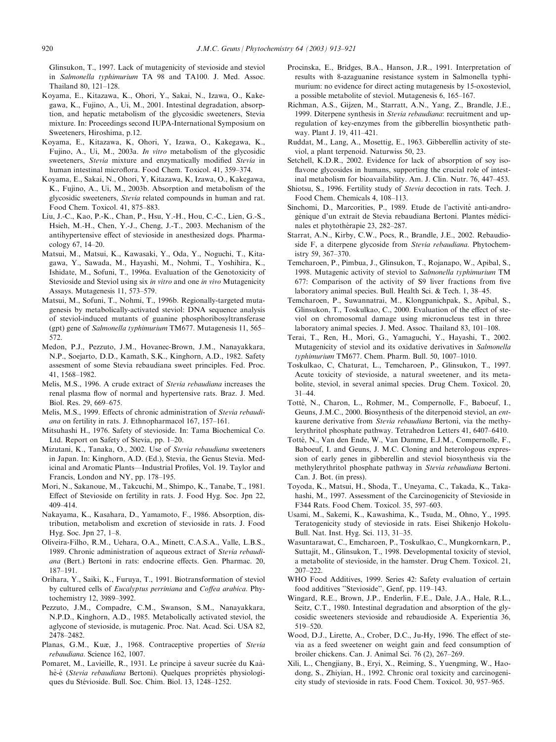Glinsukon, T., 1997. Lack of mutagenicity of stevioside and steviol in *Salmonella typhimurium* TA 98 and TA100. J. Med. Assoc. Thailand 80, 121–128.

Koyama, E., Kitazawa, K., Ohori, Y., Sakai, N., Izawa, O., Kakegawa, K., Fujino, A., Ui, M., 2001. Intestinal degradation, absorption, and hepatic metabolism of the glycosidic sweeteners, Stevia mixture. In: Proceedings second IUPA-International Symposium on Sweeteners, Hiroshima, p.12.

Koyama, E., Kitazawa, K, Ohori, Y, Izawa, O., Kakegawa, K., Fujino, A., Ui, M., 2003a. *In vitro* metabolism of the glycosidic sweeteners, *Stevia* mixture and enzymatically modified *Stevia* in human intestinal microflora. Food Chem. Toxicol. 41, 359–374.

Koyama, E., Sakai, N., Ohori, Y, Kitazawa, K, Izawa, O., Kakegawa, K., Fujino, A., Ui, M., 2003b. Absorption and metabolism of the glycosidic sweeteners, *Stevia* related compounds in human and rat. Food Chem. Toxicol. 41, 875–883.

Liu, J.-C., Kao, P.-K., Chan, P., Hsu, Y.-H., Hou, C.-C., Lien, G.-S., Hsieh, M.-H., Chen, Y.-J., Cheng, J.-T., 2003. Mechanism of the antihypertensive effect of stevioside in anesthesized dogs. Pharmacology 67, 14–20.

Matsui, M., Matsui, K., Kawasaki, Y., Oda, Y., Noguchi, T., Kitagawa, Y., Sawada, M., Hayashi, M., Nohmi, T., Yoshihira, K., Ishidate, M., Sofuni, T., 1996a. Evaluation of the Genotoxicity of Stevioside and Steviol using six *in vitro* and one *in vivo* Mutagenicity Assays. Mutagenesis 11, 573–579.

Matsui, M., Sofuni, T., Nohmi, T., 1996b. Regionally-targeted mutagenesis by metabolically-activated steviol: DNA sequence analysis of steviol-induced mutants of guanine phosphoribosyltransferase (gpt) gene of *Salmonella typhimurium* TM677. Mutagenesis 11, 565–572.

Medon, P.J., Pezzuto, J.M., Hovanec-Brown, J.M., Nanayakkara, N.P., Soejarto, D.D., Kamath, S.K., Kinghorn, A.D., 1982. Safety assesment of some Stevia rebaudiana sweet principles. Fed. Proc. 41, 1568–1982.

Melis, M.S., 1996. A crude extract of *Stevia rebaudiana* increases the renal plasma flow of normal and hypertensive rats. Braz. J. Med. Biol. Res. 29, 669–675.

Melis, M.S., 1999. Effects of chronic administration of *Stevia rebaudiana* on fertility in rats. J. Ethnopharmacol 167, 157–161.

Mitsuhashi H., 1976. Safety of stevioside. In: Tama Biochemical Co. Ltd. Report on Safety of Stevia, pp. 1–20.

Mizutani, K., Tanaka, O., 2002. Use of *Stevia rebaudiana* sweeteners in Japan. In: Kinghorn, A.D. (Ed.), Stevia, the Genus Stevia. Medicinal and Aromatic Plants—Industrial Profiles, Vol. 19. Taylor and Francis, London and NY, pp. 178–195.

Mori, N., Sakanoue, M., Takcuchi, M., Shimpo, K., Tanabe, T., 1981. Effect of Stevioside on fertility in rats. J. Food Hyg. Soc. Jpn 22, 409–414.

Nakayama, K., Kasahara, D., Yamamoto, F., 1986. Absorption, distribution, metabolism and excretion of stevioside in rats. J. Food Hyg. Soc. Jpn 27, 1–8.

Oliveira-Filho, R.M., Uehara, O.A., Minett, C.A.S.A., Valle, L.B.S., 1989. Chronic administration of aqueous extract of *Stevia rebaudiana* (Bert.) Bertoni in rats: endocrine effects. Gen. Pharmac. 20, 187–191.

Orihara, Y., Saiki, K., Furuya, T., 1991. Biotransformation of steviol by cultured cells of *Eucalyptus perriniana* and *Coffea arabica*. Phytochemistry 12, 3989–3992.

Pezzuto, J.M., Compadre, C.M., Swanson, S.M., Nanayakkara, N.P.D., Kinghorn, A.D., 1985. Metabolically activated steviol, the aglycone of stevioside, is mutagenic. Proc. Nat. Acad. Sci. USA 82, 2478–2482.

Planas, G.M., Kuæ, J., 1968. Contraceptive properties of *Stevia rebaudiana*. Science 162, 1007.

Pomaret, M., Lavieille, R., 1931. Le principe à saveur sucrée du Kaà-hê-é (*Stevia rebaudiana* Bertoni). Quelques propriétés physiologiques du Stévioside. Bull. Soc. Chim. Biol. 13, 1248–1252.

Procinska, E., Bridges, B.A., Hanson, J.R., 1991. Interpretation of results with 8-azaguanine resistance system in Salmonella typhimurium: no evidence for direct acting mutagenesis by 15-oxosteviol, a possible metabolite of steviol. Mutagenesis 6, 165–167.

Richman, A.S., Gijzen, M., Starratt, A.N., Yang, Z., Brandle, J.E., 1999. Diterpene synthesis in *Stevia rebaudiana*: recruitment and upregulation of key-enzymes from the gibberellin biosynthetic pathway. Plant J. 19, 411–421.

Ruddat, M., Lang, A., Mosettig, E., 1963. Gibberellin activity of steviol, a plant terpenoid. Naturwiss 50, 23.

Setchell, K.D.R., 2002. Evidence for lack of absorption of soy isoflavone glycosides in humans, supporting the crucial role of intestinal metabolism for bioavailability. Am. J. Clin. Nutr. 76, 447–453.

Shiotsu, S., 1996. Fertility study of *Stevia* decoction in rats. Tech. J. Food Chem. Chemicals 4, 108–113.

Sinchomi, D., Marcorities, P., 1989. Etude de l'activité anti-androgénique d'un extrait de Stevia rebaudiana Bertoni. Plantes médicinales et phytothérapie 23, 282–287.

Starrat, A.N., Kirby, C.W., Pocs, R., Brandle, J.E., 2002. Rebaudioside F, a diterpene glycoside from *Stevia rebaudiana*. Phytochemistry 59, 367–370.

Temcharoen, P., Pimbua, J., Glinsukon, T., Rojanapo, W., Apibal, S., 1998. Mutagenic activity of steviol to *Salmonella typhimurium* TM 677: Comparison of the activity of S9 liver fractions from five laboratory animal species. Bull. Health Sci. & Tech. 1, 38–45.

Temcharoen, P., Suwannatrai, M., Klongpanichpak, S., Apibal, S., Glinsukon, T., Toskulkao, C., 2000. Evaluation of the effect of steviol on chromosomal damage using micronucleus test in three laboratory animal species. J. Med. Assoc. Thailand 83, 101–108.

Terai, T., Ren, H., Mori, G., Yamaguchi, Y., Hayashi, T., 2002. Mutagenicity of steviol and its oxidative derivatives in *Salmonella typhimurium* TM677. Chem. Pharm. Bull. 50, 1007–1010.

Toskulkao, C, Chaturat, L., Temcharoen, P., Glinsukon, T., 1997. Acute toxicity of stevioside, a natural sweetener, and its metabolite, steviol, in several animal species. Drug Chem. Toxicol. 20, 31–44.

Totté, N., Charon, L., Rohmer, M., Compernolle, F., Baboeuf, I., Geuns, J.M.C., 2000. Biosynthesis of the diterpenoid steviol, an *ent*-kaurene derivative from *Stevia rebaudiana* Bertoni, via the methylerythritol phosphate pathway. Tetrahedron Letters 41, 6407–6410.

Totté, N., Van den Ende, W., Van Damme, E.J.M., Compernolle, F., Baboeuf, I. and Geuns, J. M.C. Cloning and heterologous expression of early genes in gibberellin and steviol biosynthesis via the methylerythritol phosphate pathway in *Stevia rebaudiana* Bertoni. Can. J. Bot. (in press).

Toyoda, K., Matsui, H., Shoda, T., Uneyama, C., Takada, K., Takahashi, M., 1997. Assessment of the Carcinogenicity of Stevioside in F344 Rats. Food Chem. Toxicol. 35, 597–603.

Usami, M., Sakemi, K., Kawashima, K., Tsuda, M., Ohno, Y., 1995. Teratogenicity study of stevioside in rats. Eisei Shikenjo Hokolu-Bull. Nat. Inst. Hyg. Sci. 113, 31–35.

Wasuntarawat, C., Emcharoen, P., Toskulkao, C., Mungkornkarn, P., Suttajit, M., Glinsukon, T., 1998. Developmental toxicity of steviol, a metabolite of stevioside, in the hamster. Drug Chem. Toxicol. 21, 207–222.

WHO Food Additives, 1999. Series 42: Safety evaluation of certain food additives "Stevioside", Genf, pp. 119–143.

Wingard, R.E., Brown, J.P., Enderlin, F.E., Dale, J.A., Hale, R.L., Seitz, C.T., 1980. Intestinal degradation and absorption of the glycosidic sweeteners stevioside and rebaudioside A. Experientia 36, 519–520.

Wood, D.J., Lirette, A., Crober, D.C., Ju-Hy, 1996. The effect of stevia as a feed sweetener on weight gain and feed consumption of broiler chickens. Can. J. Animal Sci. 76 (2), 267–269.

Xili, L., Chengjiany, B., Eryi, X., Reiming, S., Yuengming, W., Haodong, S., Zhiyian, H., 1992. Chronic oral toxicity and carcinogenicity study of stevioside in rats. Food Chem. Toxicol. 30, 957–965.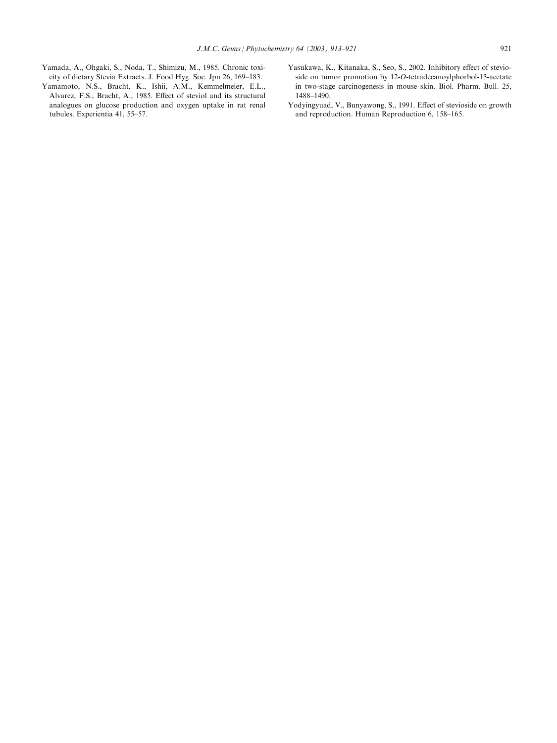Yamada, A., Ohgaki, S., Noda, T., Shimizu, M., 1985. Chronic toxicity of dietary Stevia Extracts. J. Food Hyg. Soc. Jpn 26, 169–183.

Yamamoto, N.S., Bracht, K., Ishii, A.M., Kemmelmeier, E.L., Alvarez, F.S., Bracht, A., 1985. Effect of steviol and its structural analogues on glucose production and oxygen uptake in rat renal tubules. Experientia 41, 55–57.

Yasukawa, K., Kitanaka, S., Seo, S., 2002. Inhibitory effect of stevioside on tumor promotion by 12-*O*-tetradecanoylphorbol-13-acetate in two-stage carcinogenesis in mouse skin. Biol. Pharm. Bull. 25, 1488–1490.

Yodyingyuad, V., Bunyawong, S., 1991. Effect of stevioside on growth and reproduction. Human Reproduction 6, 158–165.